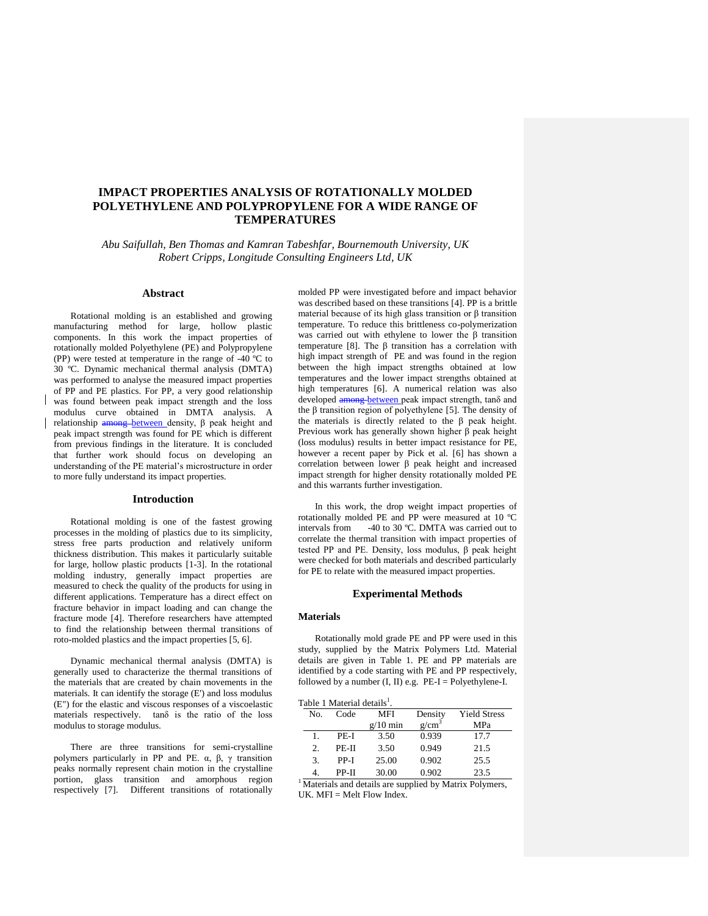# IMPACT PROPERTIES ANALYSIS OF ROTATIONALLY MOLDED POLYETHYLENE AND POLYPROPYLENE FOR A WIDE RANGE OF TEMPERATURES

*Abu Saifullah, Ben Thomas and Kamran Tabeshfar, Bournemouth University, UK*
*Robert Cripps, Longitude Consulting Engineers Ltd, UK*

## Abstract

Rotational molding is an established and growing manufacturing method for large, hollow plastic components. In this work the impact properties of rotationally molded Polyethylene (PE) and Polypropylene (PP) were tested at temperature in the range of -40 ºC to 30 ºC. Dynamic mechanical thermal analysis (DMTA) was performed to analyse the measured impact properties of PP and PE plastics. For PP, a very good relationship was found between peak impact strength and the loss modulus curve obtained in DMTA analysis. A relationship ~~among~~ between density, β peak height and peak impact strength was found for PE which is different from previous findings in the literature. It is concluded that further work should focus on developing an understanding of the PE material's microstructure in order to more fully understand its impact properties.

## Introduction

Rotational molding is one of the fastest growing processes in the molding of plastics due to its simplicity, stress free parts production and relatively uniform thickness distribution. This makes it particularly suitable for large, hollow plastic products [1-3]. In the rotational molding industry, generally impact properties are measured to check the quality of the products for using in different applications. Temperature has a direct effect on fracture behavior in impact loading and can change the fracture mode [4]. Therefore researchers have attempted to find the relationship between thermal transitions of roto-molded plastics and the impact properties [5, 6].

Dynamic mechanical thermal analysis (DMTA) is generally used to characterize the thermal transitions of the materials that are created by chain movements in the materials. It can identify the storage (E') and loss modulus (E") for the elastic and viscous responses of a viscoelastic materials respectively. tanδ is the ratio of the loss modulus to storage modulus.

There are three transitions for semi-crystalline polymers particularly in PP and PE. α, β, γ transition peaks normally represent chain motion in the crystalline portion, glass transition and amorphous region respectively [7]. Different transitions of rotationally molded PP were investigated before and impact behavior was described based on these transitions [4]. PP is a brittle material because of its high glass transition or β transition temperature. To reduce this brittleness co-polymerization was carried out with ethylene to lower the β transition temperature [8]. The β transition has a correlation with high impact strength of PE and was found in the region between the high impact strengths obtained at low temperatures and the lower impact strengths obtained at high temperatures [6]. A numerical relation was also developed ~~among~~ between peak impact strength, tanδ and the β transition region of polyethylene [5]. The density of the materials is directly related to the β peak height. Previous work has generally shown higher β peak height (loss modulus) results in better impact resistance for PE, however a recent paper by Pick et al. [6] has shown a correlation between lower β peak height and increased impact strength for higher density rotationally molded PE and this warrants further investigation.

In this work, the drop weight impact properties of rotationally molded PE and PP were measured at 10 ºC intervals from -40 to 30 ºC. DMTA was carried out to correlate the thermal transition with impact properties of tested PP and PE. Density, loss modulus, β peak height were checked for both materials and described particularly for PE to relate with the measured impact properties.

## Experimental Methods

### Materials

Rotationally mold grade PE and PP were used in this study, supplied by the Matrix Polymers Ltd. Material details are given in Table 1. PE and PP materials are identified by a code starting with PE and PP respectively, followed by a number (I, II) e.g. PE-I = Polyethylene-I.

Table 1 Material details[1].

| No. | Code | MFI g/10 min | Density g/cm$^3$ | Yield Stress MPa |
|---|---|---|---|---|
| 1. | PE-I | 3.50 | 0.939 | 17.7 |
| 2. | PE-II | 3.50 | 0.949 | 21.5 |
| 3. | PP-I | 25.00 | 0.902 | 25.5 |
| 4. | PP-II | 30.00 | 0.902 | 23.5 |

[1] Materials and details are supplied by Matrix Polymers, UK. MFI = Melt Flow Index.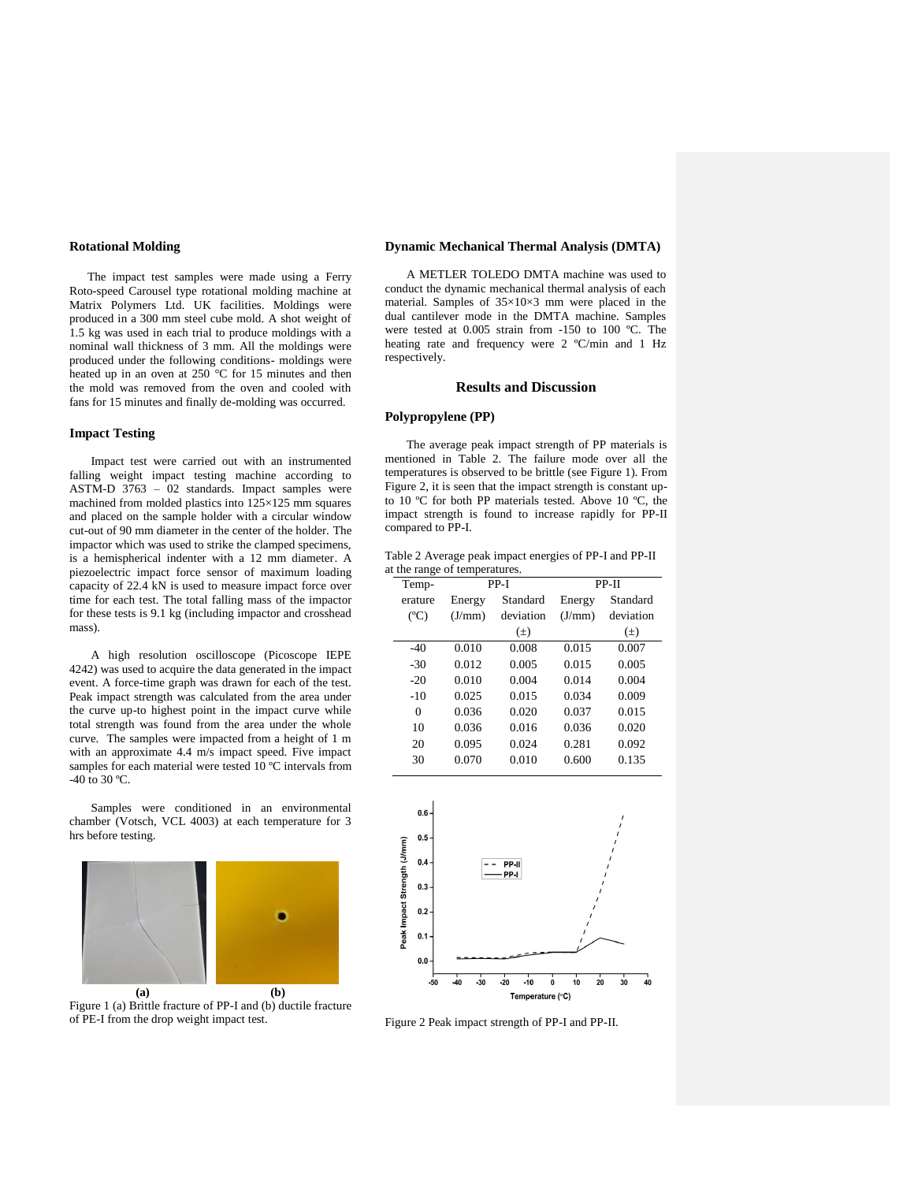### Rotational Molding

The impact test samples were made using a Ferry Roto-speed Carousel type rotational molding machine at Matrix Polymers Ltd. UK facilities. Moldings were produced in a 300 mm steel cube mold. A shot weight of 1.5 kg was used in each trial to produce moldings with a nominal wall thickness of 3 mm. All the moldings were produced under the following conditions- moldings were heated up in an oven at 250 °C for 15 minutes and then the mold was removed from the oven and cooled with fans for 15 minutes and finally de-molding was occurred.

### Impact Testing

Impact test were carried out with an instrumented falling weight impact testing machine according to ASTM-D 3763 – 02 standards. Impact samples were machined from molded plastics into 125×125 mm squares and placed on the sample holder with a circular window cut-out of 90 mm diameter in the center of the holder. The impactor which was used to strike the clamped specimens, is a hemispherical indenter with a 12 mm diameter. A piezoelectric impact force sensor of maximum loading capacity of 22.4 kN is used to measure impact force over time for each test. The total falling mass of the impactor for these tests is 9.1 kg (including impactor and crosshead mass).

A high resolution oscilloscope (Picoscope IEPE 4242) was used to acquire the data generated in the impact event. A force-time graph was drawn for each of the test. Peak impact strength was calculated from the area under the curve up-to highest point in the impact curve while total strength was found from the area under the whole curve. The samples were impacted from a height of 1 m with an approximate 4.4 m/s impact speed. Five impact samples for each material were tested 10 ºC intervals from -40 to 30 ºC.

Samples were conditioned in an environmental chamber (Votsch, VCL 4003) at each temperature for 3 hrs before testing.

**(a)** **(b)**

Figure 1 (a) Brittle fracture of PP-I and (b) ductile fracture of PE-I from the drop weight impact test.

### Dynamic Mechanical Thermal Analysis (DMTA)

A METLER TOLEDO DMTA machine was used to conduct the dynamic mechanical thermal analysis of each material. Samples of 35×10×3 mm were placed in the dual cantilever mode in the DMTA machine. Samples were tested at 0.005 strain from -150 to 100 ºC. The heating rate and frequency were 2 ºC/min and 1 Hz respectively.

## Results and Discussion

### Polypropylene (PP)

The average peak impact strength of PP materials is mentioned in Table 2. The failure mode over all the temperatures is observed to be brittle (see Figure 1). From Figure 2, it is seen that the impact strength is constant up-to 10 ºC for both PP materials tested. Above 10 ºC, the impact strength is found to increase rapidly for PP-II compared to PP-I.

Table 2 Average peak impact energies of PP-I and PP-II at the range of temperatures.

| Temperature (ºC) | PP-I Energy (J/mm) | PP-I Standard deviation (±) | PP-II Energy (J/mm) | PP-II Standard deviation (±) |
|---|---|---|---|---|
| -40 | 0.010 | 0.008 | 0.015 | 0.007 |
| -30 | 0.012 | 0.005 | 0.015 | 0.005 |
| -20 | 0.010 | 0.004 | 0.014 | 0.004 |
| -10 | 0.025 | 0.015 | 0.034 | 0.009 |
| 0 | 0.036 | 0.020 | 0.037 | 0.015 |
| 10 | 0.036 | 0.016 | 0.036 | 0.020 |
| 20 | 0.095 | 0.024 | 0.281 | 0.092 |
| 30 | 0.070 | 0.010 | 0.600 | 0.135 |

Figure 2 Peak impact strength of PP-I and PP-II.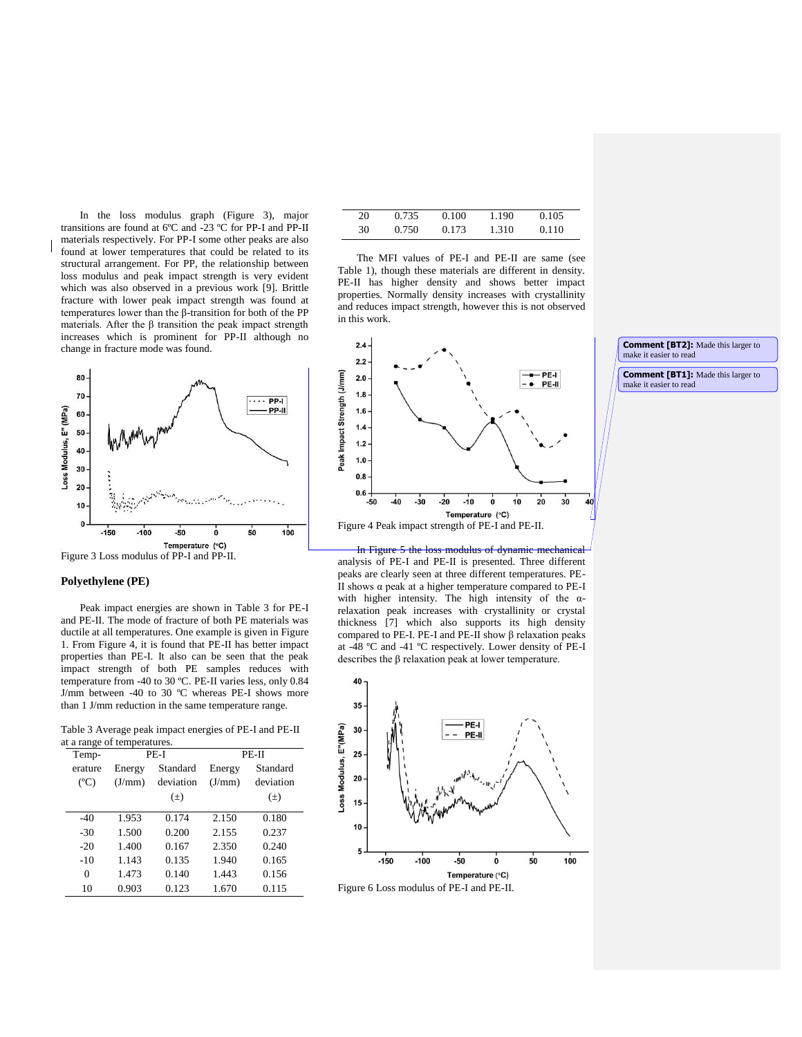In the loss modulus graph (Figure 3), major transitions are found at 6ºC and -23 ºC for PP-I and PP-II materials respectively. For PP-I some other peaks are also found at lower temperatures that could be related to its structural arrangement. For PP, the relationship between loss modulus and peak impact strength is very evident which was also observed in a previous work [9]. Brittle fracture with lower peak impact strength was found at temperatures lower than the β-transition for both of the PP materials. After the β transition the peak impact strength increases which is prominent for PP-II although no change in fracture mode was found.

Figure 3 Loss modulus of PP-I and PP-II.

### Polyethylene (PE)

Peak impact energies are shown in Table 3 for PE-I and PE-II. The mode of fracture of both PE materials was ductile at all temperatures. One example is given in Figure 1. From Figure 4, it is found that PE-II has better impact properties than PE-I. It also can be seen that the peak impact strength of both PE samples reduces with temperature from -40 to 30 ºC. PE-II varies less, only 0.84 J/mm between -40 to 30 ºC whereas PE-I shows more than 1 J/mm reduction in the same temperature range.

Table 3 Average peak impact energies of PE-I and PE-II at a range of temperatures.

| Temperature (ºC) | PE-I Energy (J/mm) | PE-I Standard deviation (±) | PE-II Energy (J/mm) | PE-II Standard deviation (±) |
|---|---|---|---|---|
| -40 | 1.953 | 0.174 | 2.150 | 0.180 |
| -30 | 1.500 | 0.200 | 2.155 | 0.237 |
| -20 | 1.400 | 0.167 | 2.350 | 0.240 |
| -10 | 1.143 | 0.135 | 1.940 | 0.165 |
| 0 | 1.473 | 0.140 | 1.443 | 0.156 |
| 10 | 0.903 | 0.123 | 1.670 | 0.115 |
| 20 | 0.735 | 0.100 | 1.190 | 0.105 |
| 30 | 0.750 | 0.173 | 1.310 | 0.110 |

The MFI values of PE-I and PE-II are same (see Table 1), though these materials are different in density. PE-II has higher density and shows better impact properties. Normally density increases with crystallinity and reduces impact strength, however this is not observed in this work.

Figure 4 Peak impact strength of PE-I and PE-II.

In Figure 5 the loss modulus of dynamic mechanical analysis of PE-I and PE-II is presented. Three different peaks are clearly seen at three different temperatures. PE-II shows α peak at a higher temperature compared to PE-I with higher intensity. The high intensity of the α-relaxation peak increases with crystallinity or crystal thickness [7] which also supports its high density compared to PE-I. PE-I and PE-II show β relaxation peaks at -48 ºC and -41 ºC respectively. Lower density of PE-I describes the β relaxation peak at lower temperature.

Figure 6 Loss modulus of PE-I and PE-II.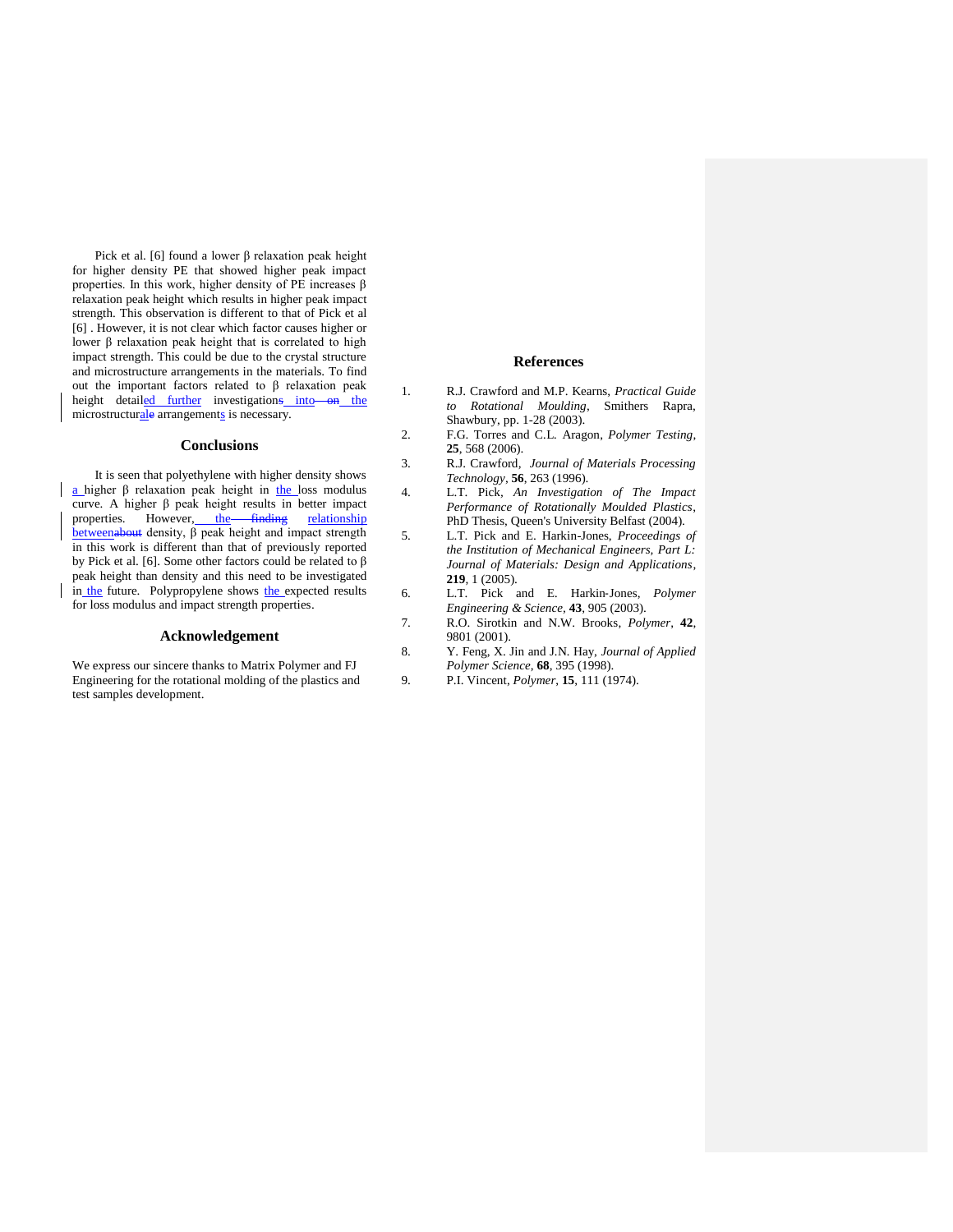Pick et al. [6] found a lower β relaxation peak height for higher density PE that showed higher peak impact properties. In this work, higher density of PE increases β relaxation peak height which results in higher peak impact strength. This observation is different to that of Pick et al [6] . However, it is not clear which factor causes higher or lower β relaxation peak height that is correlated to high impact strength. This could be due to the crystal structure and microstructure arrangements in the materials. To find out the important factors related to β relaxation peak height detailed further investigation into the microstructural arrangements is necessary.

## Conclusions

It is seen that polyethylene with higher density shows a higher β relaxation peak height in the loss modulus curve. A higher β peak height results in better impact properties. However, the relationship between density, β peak height and impact strength in this work is different than that of previously reported by Pick et al. [6]. Some other factors could be related to β peak height than density and this need to be investigated in the future. Polypropylene shows the expected results for loss modulus and impact strength properties.

## Acknowledgement

We express our sincere thanks to Matrix Polymer and FJ Engineering for the rotational molding of the plastics and test samples development.

## References

1. R.J. Crawford and M.P. Kearns, *Practical Guide to Rotational Moulding*, Smithers Rapra, Shawbury, pp. 1-28 (2003).
2. F.G. Torres and C.L. Aragon, *Polymer Testing*, **25**, 568 (2006).
3. R.J. Crawford, *Journal of Materials Processing Technology*, **56**, 263 (1996).
4. L.T. Pick, *An Investigation of The Impact Performance of Rotationally Moulded Plastics*, PhD Thesis, Queen's University Belfast (2004).
5. L.T. Pick and E. Harkin-Jones, *Proceedings of the Institution of Mechanical Engineers, Part L: Journal of Materials: Design and Applications*, **219**, 1 (2005).
6. L.T. Pick and E. Harkin-Jones, *Polymer Engineering & Science*, **43**, 905 (2003).
7. R.O. Sirotkin and N.W. Brooks, *Polymer*, **42**, 9801 (2001).
8. Y. Feng, X. Jin and J.N. Hay, *Journal of Applied Polymer Science*, **68**, 395 (1998).
9. P.I. Vincent, *Polymer*, **15**, 111 (1974).